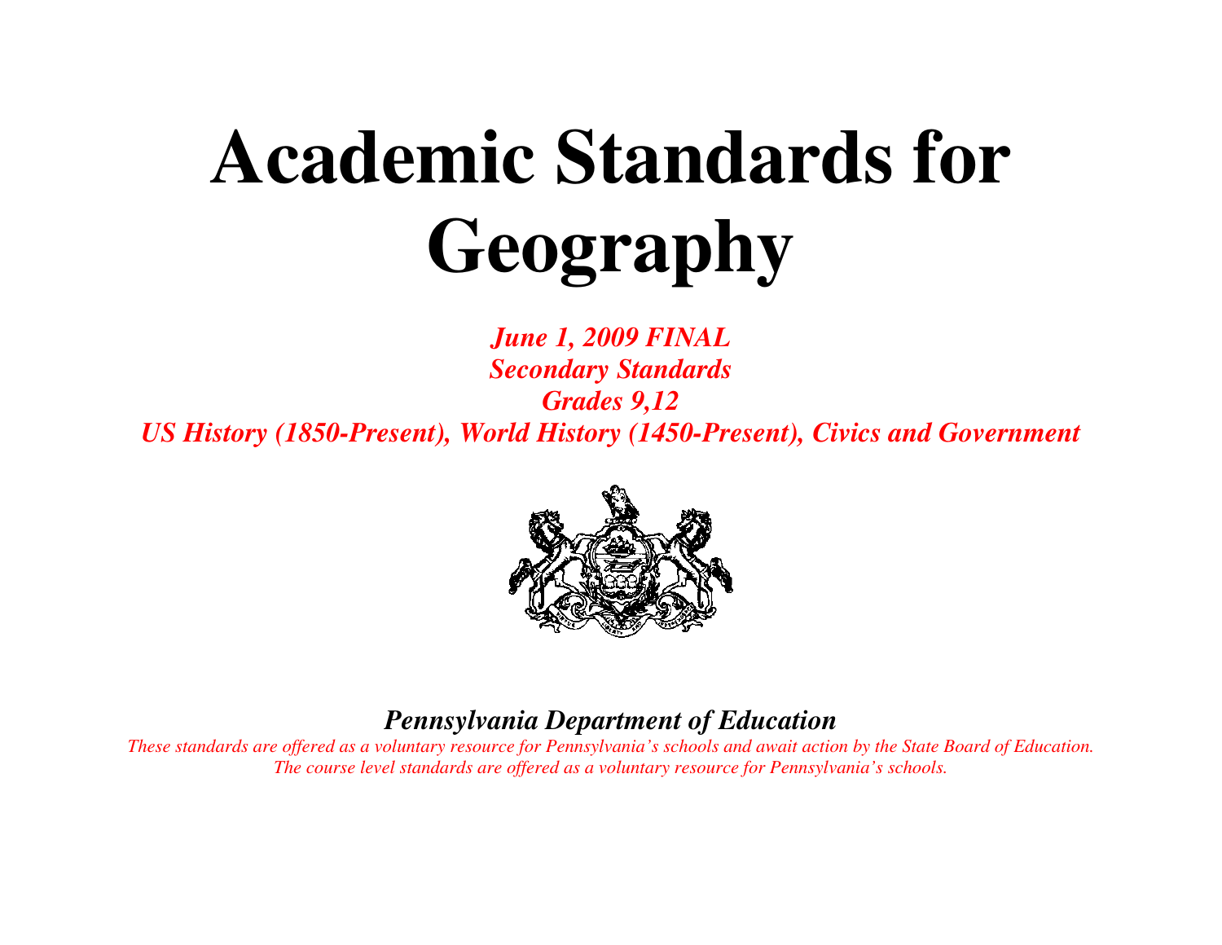# Academic Standards for Geography

***June 1, 2009 FINAL***
***Secondary Standards***
***Grades 9,12***
***US History (1850-Present), World History (1450-Present), Civics and Government***

***Pennsylvania Department of Education***

*These standards are offered as a voluntary resource for Pennsylvania's schools and await action by the State Board of Education.*
*The course level standards are offered as a voluntary resource for Pennsylvania's schools.*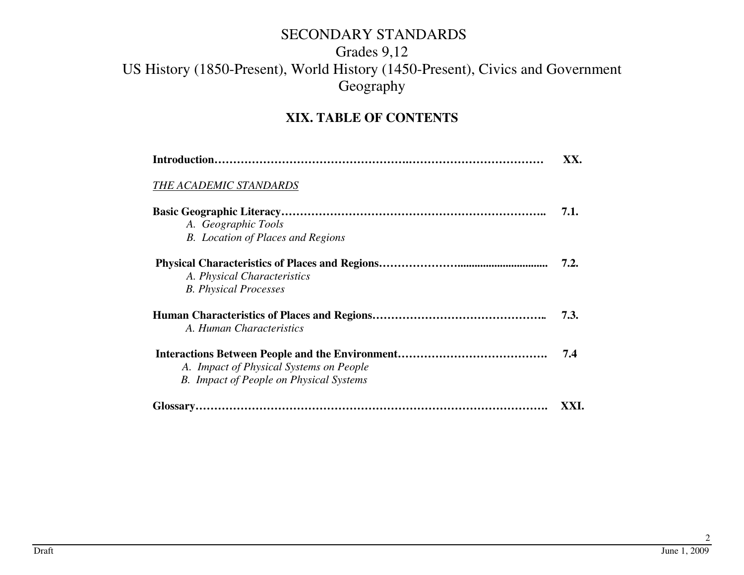# SECONDARY STANDARDS

## Grades 9,12

## US History (1850-Present), World History (1450-Present), Civics and Government Geography

## XIX. TABLE OF CONTENTS

**Introduction……………………………………………….………………………… XX.**

*THE ACADEMIC STANDARDS*

**Basic Geographic Literacy…………………………………………………………….. 7.1.**

*A. Geographic Tools*

*B. Location of Places and Regions*

**Physical Characteristics of Places and Regions………………….............................. 7.2.**

*A. Physical Characteristics*

*B. Physical Processes*

**Human Characteristics of Places and Regions……………………………………….. 7.3.**

*A. Human Characteristics*

**Interactions Between People and the Environment…………………………………. 7.4**

*A. Impact of Physical Systems on People*

*B. Impact of People on Physical Systems*

**Glossary………………………………………………………………………………. XXI.**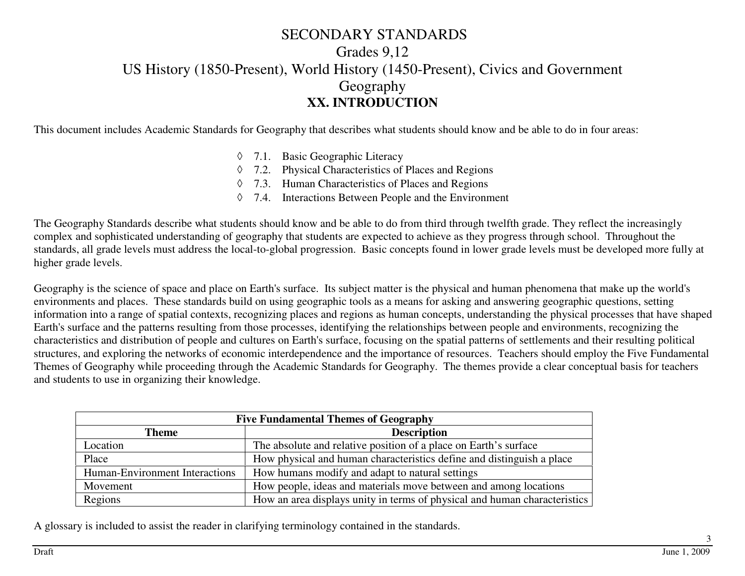# SECONDARY STANDARDS

## Grades 9,12

## US History (1850-Present), World History (1450-Present), Civics and Government

## Geography

## XX. INTRODUCTION

This document includes Academic Standards for Geography that describes what students should know and be able to do in four areas:

- ◊ 7.1. Basic Geographic Literacy
- ◊ 7.2. Physical Characteristics of Places and Regions
- ◊ 7.3. Human Characteristics of Places and Regions
- ◊ 7.4. Interactions Between People and the Environment

The Geography Standards describe what students should know and be able to do from third through twelfth grade. They reflect the increasingly complex and sophisticated understanding of geography that students are expected to achieve as they progress through school. Throughout the standards, all grade levels must address the local-to-global progression. Basic concepts found in lower grade levels must be developed more fully at higher grade levels.

Geography is the science of space and place on Earth's surface. Its subject matter is the physical and human phenomena that make up the world's environments and places. These standards build on using geographic tools as a means for asking and answering geographic questions, setting information into a range of spatial contexts, recognizing places and regions as human concepts, understanding the physical processes that have shaped Earth's surface and the patterns resulting from those processes, identifying the relationships between people and environments, recognizing the characteristics and distribution of people and cultures on Earth's surface, focusing on the spatial patterns of settlements and their resulting political structures, and exploring the networks of economic interdependence and the importance of resources. Teachers should employ the Five Fundamental Themes of Geography while proceeding through the Academic Standards for Geography. The themes provide a clear conceptual basis for teachers and students to use in organizing their knowledge.

| Five Fundamental Themes of Geography | |
|---|---|
| **Theme** | **Description** |
| Location | The absolute and relative position of a place on Earth's surface |
| Place | How physical and human characteristics define and distinguish a place |
| Human-Environment Interactions | How humans modify and adapt to natural settings |
| Movement | How people, ideas and materials move between and among locations |
| Regions | How an area displays unity in terms of physical and human characteristics |

A glossary is included to assist the reader in clarifying terminology contained in the standards.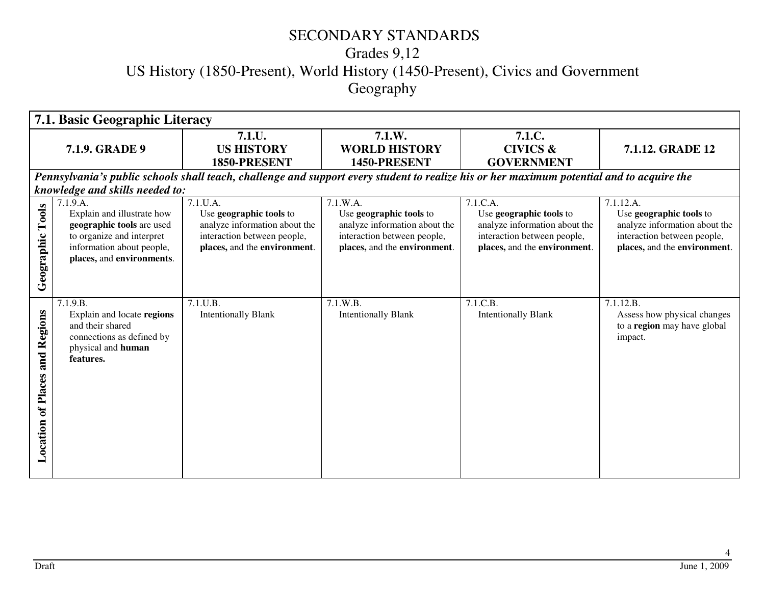# SECONDARY STANDARDS
## Grades 9,12
## US History (1850-Present), World History (1450-Present), Civics and Government
## Geography

**7.1. Basic Geographic Literacy**

| | 7.1.9. GRADE 9 | 7.1.U. US HISTORY 1850-PRESENT | 7.1.W. WORLD HISTORY 1450-PRESENT | 7.1.C. CIVICS & GOVERNMENT | 7.1.12. GRADE 12 |
|---|---|---|---|---|---|
| ***Pennsylvania's public schools shall teach, challenge and support every student to realize his or her maximum potential and to acquire the knowledge and skills needed to:*** | | | | | |
| **Geographic Tools** | 7.1.9.A. Explain and illustrate how **geographic tools** are used to organize and interpret information about people, **places,** and **environments**. | 7.1.U.A. Use **geographic tools** to analyze information about the interaction between people, **places,** and the **environment**. | 7.1.W.A. Use **geographic tools** to analyze information about the interaction between people, **places,** and the **environment**. | 7.1.C.A. Use **geographic tools** to analyze information about the interaction between people, **places,** and the **environment**. | 7.1.12.A. Use **geographic tools** to analyze information about the interaction between people, **places,** and the **environment**. |
| **Location of Places and Regions** | 7.1.9.B. Explain and locate **regions** and their shared connections as defined by physical and **human features.** | 7.1.U.B. Intentionally Blank | 7.1.W.B. Intentionally Blank | 7.1.C.B. Intentionally Blank | 7.1.12.B. Assess how physical changes to a **region** may have global impact. |

Draft June 1, 2009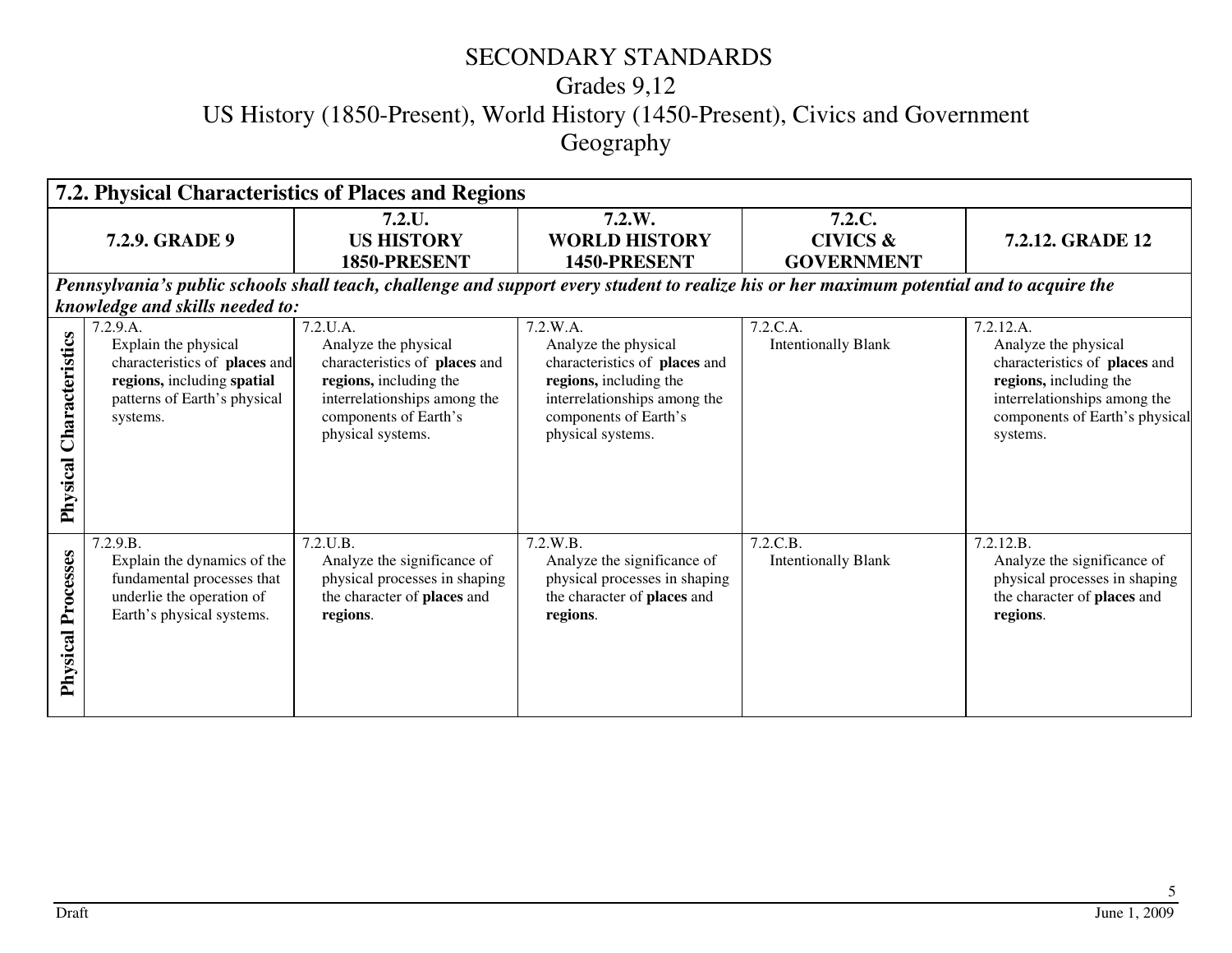# SECONDARY STANDARDS
## Grades 9,12
## US History (1850-Present), World History (1450-Present), Civics and Government
## Geography

**7.2. Physical Characteristics of Places and Regions**

| | 7.2.9. GRADE 9 | 7.2.U. US HISTORY 1850-PRESENT | 7.2.W. WORLD HISTORY 1450-PRESENT | 7.2.C. CIVICS & GOVERNMENT | 7.2.12. GRADE 12 |
|---|---|---|---|---|---|
| ***Pennsylvania's public schools shall teach, challenge and support every student to realize his or her maximum potential and to acquire the knowledge and skills needed to:*** | | | | | |
| **Physical Characteristics** | 7.2.9.A. Explain the physical characteristics of **places** and **regions,** including **spatial** patterns of Earth's physical systems. | 7.2.U.A. Analyze the physical characteristics of **places** and **regions,** including the interrelationships among the components of Earth's physical systems. | 7.2.W.A. Analyze the physical characteristics of **places** and **regions,** including the interrelationships among the components of Earth's physical systems. | 7.2.C.A. Intentionally Blank | 7.2.12.A. Analyze the physical characteristics of **places** and **regions,** including the interrelationships among the components of Earth's physical systems. |
| **Physical Processes** | 7.2.9.B. Explain the dynamics of the fundamental processes that underlie the operation of Earth's physical systems. | 7.2.U.B. Analyze the significance of physical processes in shaping the character of **places** and **regions**. | 7.2.W.B. Analyze the significance of physical processes in shaping the character of **places** and **regions**. | 7.2.C.B. Intentionally Blank | 7.2.12.B. Analyze the significance of physical processes in shaping the character of **places** and **regions**. |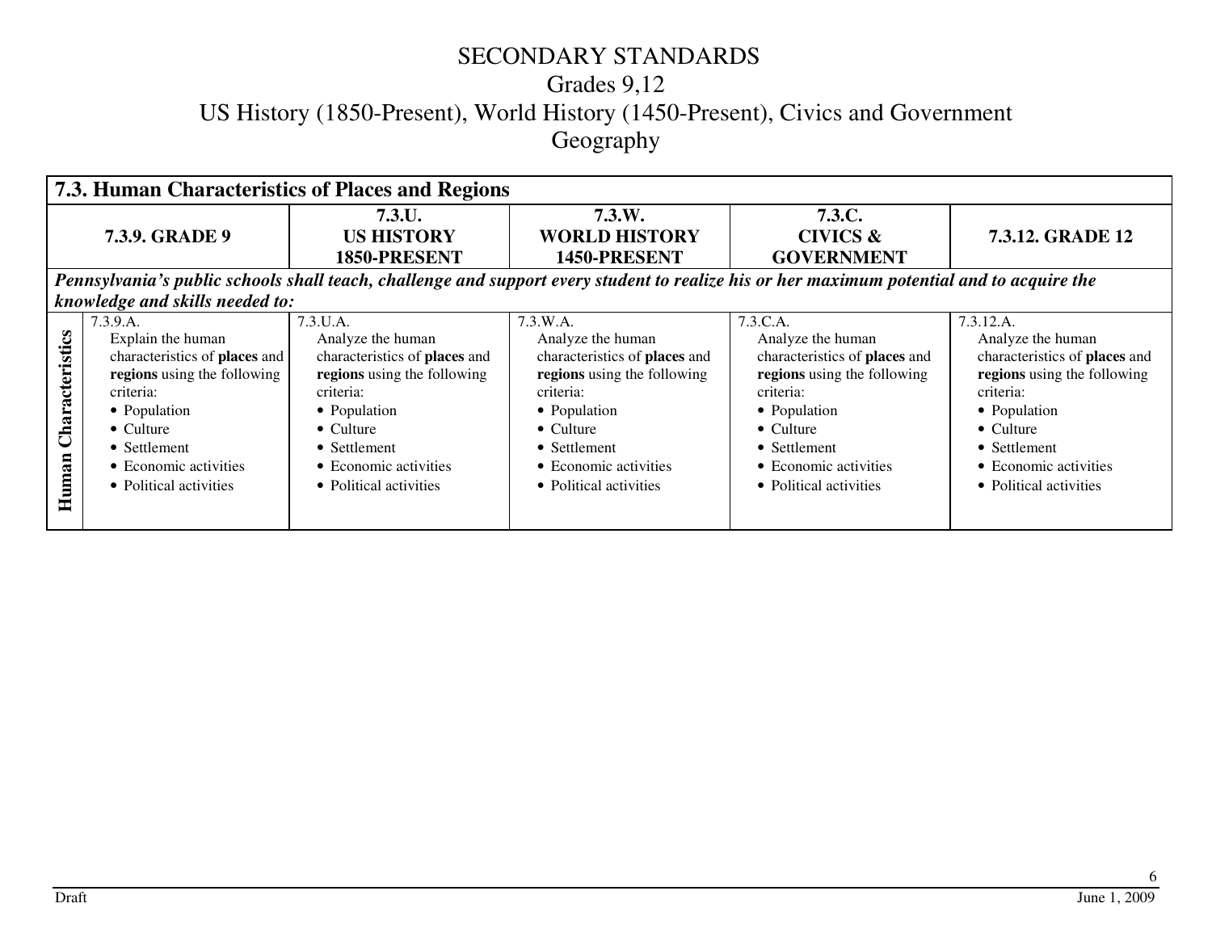# SECONDARY STANDARDS

## Grades 9,12

## US History (1850-Present), World History (1450-Present), Civics and Government

## Geography

| 7.3. Human Characteristics of Places and Regions | | | | | |
|---|---|---|---|---|---|
| | **7.3.9. GRADE 9** | **7.3.U. US HISTORY 1850-PRESENT** | **7.3.W. WORLD HISTORY 1450-PRESENT** | **7.3.C. CIVICS & GOVERNMENT** | **7.3.12. GRADE 12** |
| ***Pennsylvania's public schools shall teach, challenge and support every student to realize his or her maximum potential and to acquire the knowledge and skills needed to:*** | | | | | |
| **Human Characteristics** | 7.3.9.A. Explain the human characteristics of **places** and **regions** using the following criteria: • Population • Culture • Settlement • Economic activities • Political activities | 7.3.U.A. Analyze the human characteristics of **places** and **regions** using the following criteria: • Population • Culture • Settlement • Economic activities • Political activities | 7.3.W.A. Analyze the human characteristics of **places** and **regions** using the following criteria: • Population • Culture • Settlement • Economic activities • Political activities | 7.3.C.A. Analyze the human characteristics of **places** and **regions** using the following criteria: • Population • Culture • Settlement • Economic activities • Political activities | 7.3.12.A. Analyze the human characteristics of **places** and **regions** using the following criteria: • Population • Culture • Settlement • Economic activities • Political activities |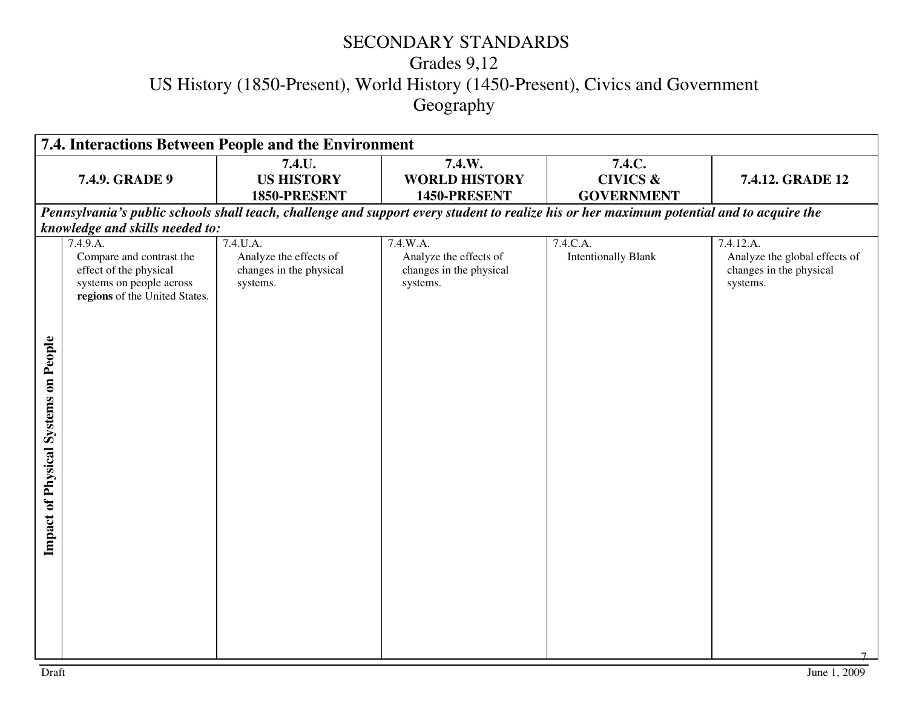# SECONDARY STANDARDS
## Grades 9,12
## US History (1850-Present), World History (1450-Present), Civics and Government
## Geography

**7.4. Interactions Between People and the Environment**

| | 7.4.9. GRADE 9 | 7.4.U. US HISTORY 1850-PRESENT | 7.4.W. WORLD HISTORY 1450-PRESENT | 7.4.C. CIVICS & GOVERNMENT | 7.4.12. GRADE 12 |
|---|---|---|---|---|---|
| ***Pennsylvania's public schools shall teach, challenge and support every student to realize his or her maximum potential and to acquire the knowledge and skills needed to:*** | | | | | |
| **Impact of Physical Systems on People** | 7.4.9.A. Compare and contrast the effect of the physical systems on people across **regions** of the United States. | 7.4.U.A. Analyze the effects of changes in the physical systems. | 7.4.W.A. Analyze the effects of changes in the physical systems. | 7.4.C.A. Intentionally Blank | 7.4.12.A. Analyze the global effects of changes in the physical systems. |

Draft

June 1, 2009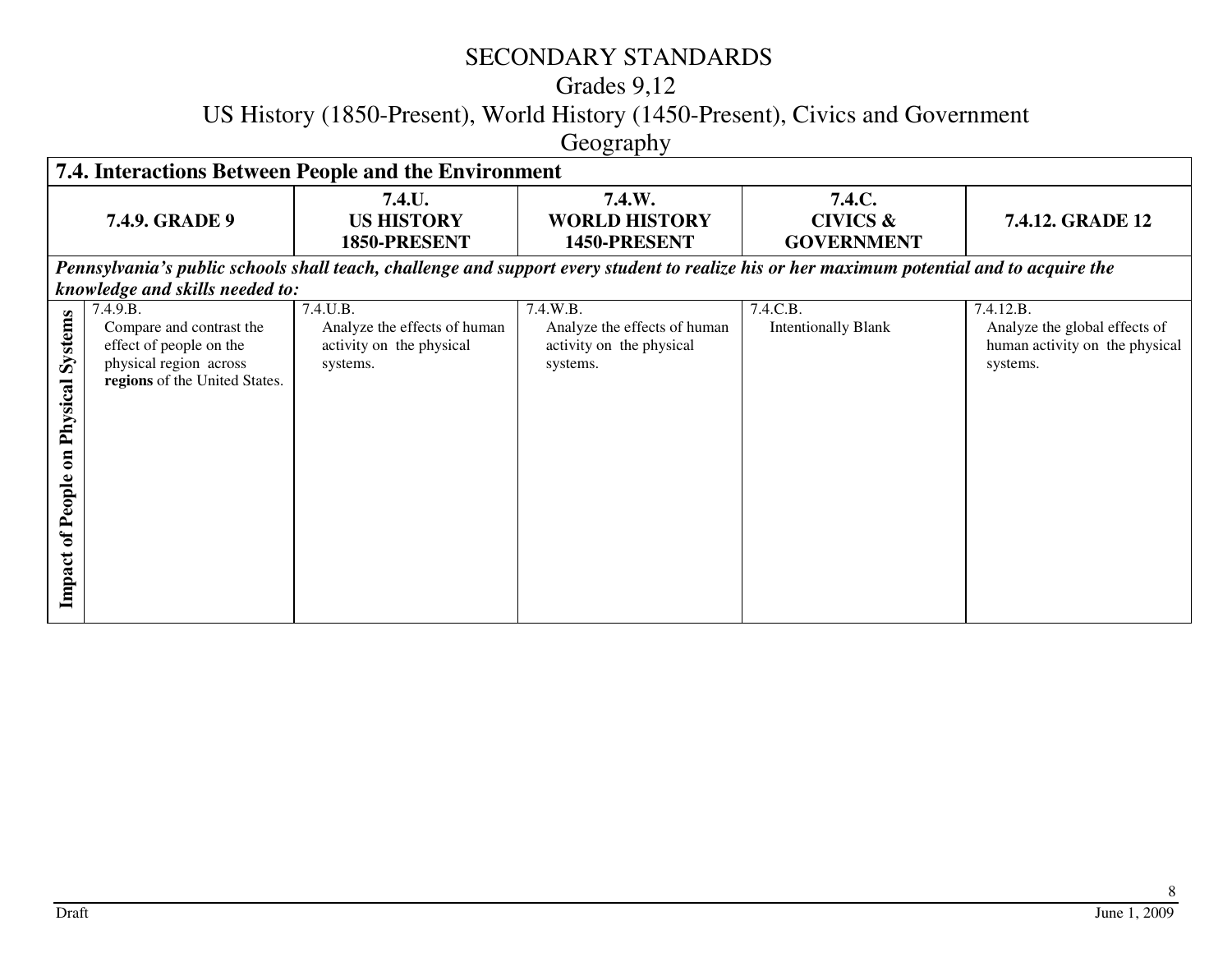# SECONDARY STANDARDS
## Grades 9,12
## US History (1850-Present), World History (1450-Present), Civics and Government
## Geography

| 7.4. Interactions Between People and the Environment | | | | | |
|---|---|---|---|---|---|
| | **7.4.9. GRADE 9** | **7.4.U. US HISTORY 1850-PRESENT** | **7.4.W. WORLD HISTORY 1450-PRESENT** | **7.4.C. CIVICS & GOVERNMENT** | **7.4.12. GRADE 12** |
| ***Pennsylvania's public schools shall teach, challenge and support every student to realize his or her maximum potential and to acquire the knowledge and skills needed to:*** | | | | | |
| **Impact of People on Physical Systems** | 7.4.9.B. Compare and contrast the effect of people on the physical region across **regions** of the United States. | 7.4.U.B. Analyze the effects of human activity on the physical systems. | 7.4.W.B. Analyze the effects of human activity on the physical systems. | 7.4.C.B. Intentionally Blank | 7.4.12.B. Analyze the global effects of human activity on the physical systems. |

Draft

June 1, 2009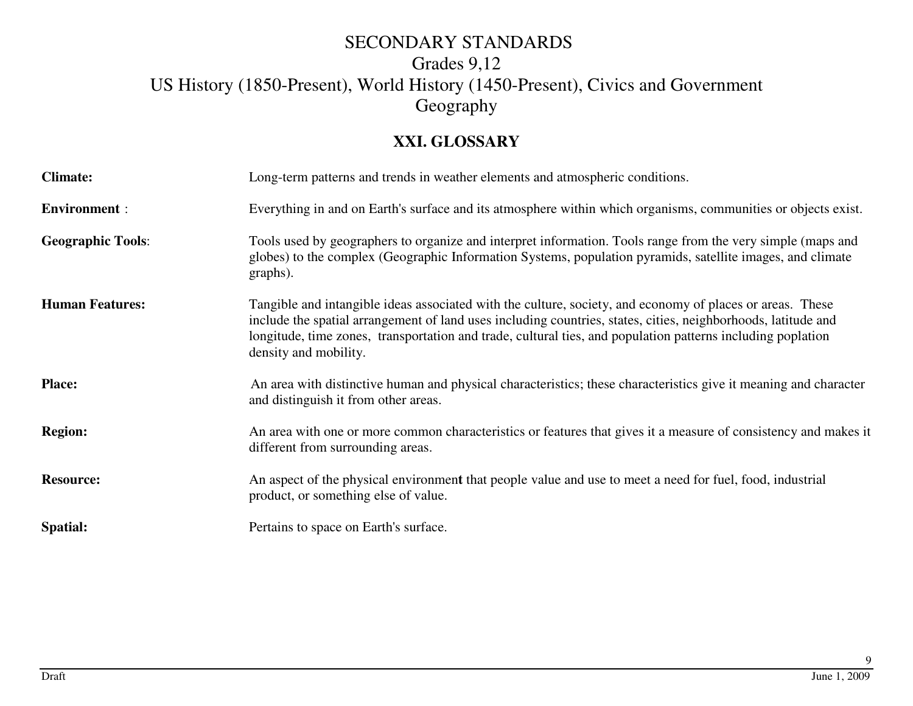# SECONDARY STANDARDS
## Grades 9,12
## US History (1850-Present), World History (1450-Present), Civics and Government
## Geography

### XXI. GLOSSARY

| | |
|---|---|
| **Climate:** | Long-term patterns and trends in weather elements and atmospheric conditions. |
| **Environment** : | Everything in and on Earth's surface and its atmosphere within which organisms, communities or objects exist. |
| **Geographic Tools**: | Tools used by geographers to organize and interpret information. Tools range from the very simple (maps and globes) to the complex (Geographic Information Systems, population pyramids, satellite images, and climate graphs). |
| **Human Features:** | Tangible and intangible ideas associated with the culture, society, and economy of places or areas. These include the spatial arrangement of land uses including countries, states, cities, neighborhoods, latitude and longitude, time zones, transportation and trade, cultural ties, and population patterns including poplation density and mobility. |
| **Place:** | An area with distinctive human and physical characteristics; these characteristics give it meaning and character and distinguish it from other areas. |
| **Region:** | An area with one or more common characteristics or features that gives it a measure of consistency and makes it different from surrounding areas. |
| **Resource:** | An aspect of the physical environment that people value and use to meet a need for fuel, food, industrial product, or something else of value. |
| **Spatial:** | Pertains to space on Earth's surface. |